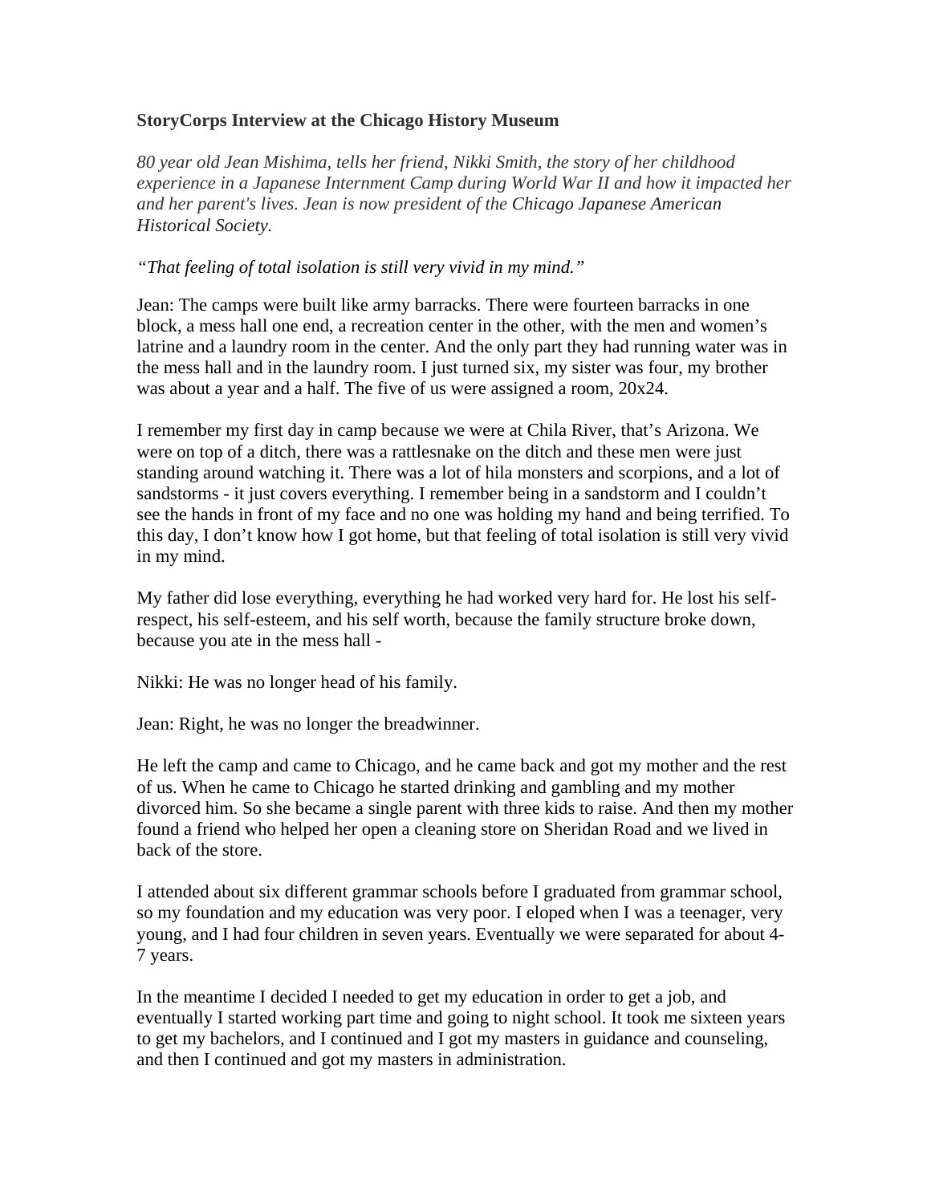**StoryCorps Interview at the Chicago History Museum**

*80 year old Jean Mishima, tells her friend, Nikki Smith, the story of her childhood experience in a Japanese Internment Camp during World War II and how it impacted her and her parent's lives. Jean is now president of the Chicago Japanese American Historical Society.*

*"That feeling of total isolation is still very vivid in my mind."*

Jean: The camps were built like army barracks. There were fourteen barracks in one block, a mess hall one end, a recreation center in the other, with the men and women's latrine and a laundry room in the center. And the only part they had running water was in the mess hall and in the laundry room. I just turned six, my sister was four, my brother was about a year and a half. The five of us were assigned a room, 20x24.

I remember my first day in camp because we were at Chila River, that's Arizona. We were on top of a ditch, there was a rattlesnake on the ditch and these men were just standing around watching it. There was a lot of hila monsters and scorpions, and a lot of sandstorms - it just covers everything. I remember being in a sandstorm and I couldn't see the hands in front of my face and no one was holding my hand and being terrified. To this day, I don't know how I got home, but that feeling of total isolation is still very vivid in my mind.

My father did lose everything, everything he had worked very hard for. He lost his self-respect, his self-esteem, and his self worth, because the family structure broke down, because you ate in the mess hall -

Nikki: He was no longer head of his family.

Jean: Right, he was no longer the breadwinner.

He left the camp and came to Chicago, and he came back and got my mother and the rest of us. When he came to Chicago he started drinking and gambling and my mother divorced him. So she became a single parent with three kids to raise. And then my mother found a friend who helped her open a cleaning store on Sheridan Road and we lived in back of the store.

I attended about six different grammar schools before I graduated from grammar school, so my foundation and my education was very poor. I eloped when I was a teenager, very young, and I had four children in seven years. Eventually we were separated for about 4-7 years.

In the meantime I decided I needed to get my education in order to get a job, and eventually I started working part time and going to night school. It took me sixteen years to get my bachelors, and I continued and I got my masters in guidance and counseling, and then I continued and got my masters in administration.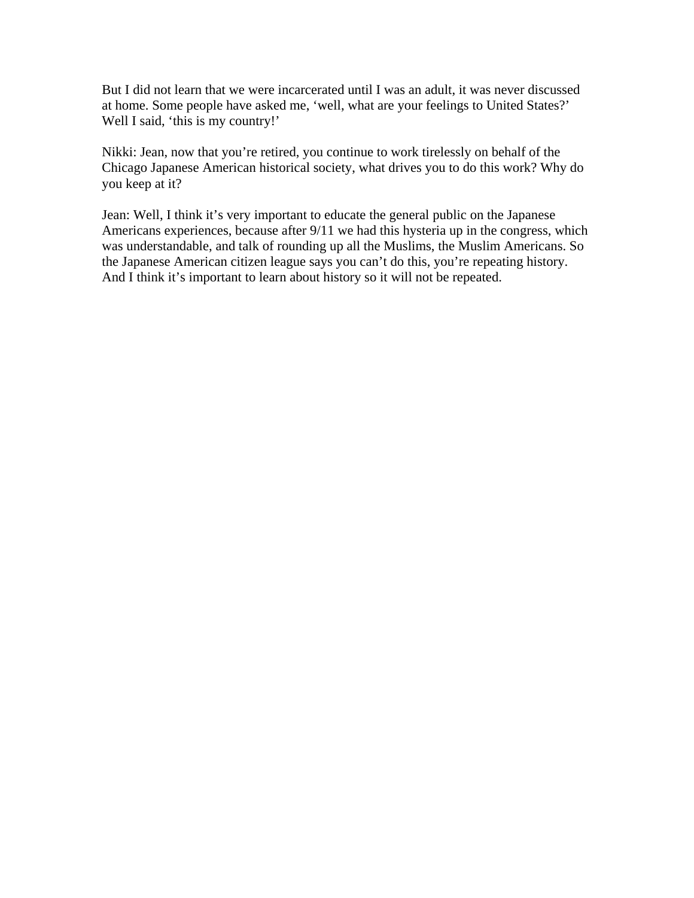But I did not learn that we were incarcerated until I was an adult, it was never discussed at home. Some people have asked me, 'well, what are your feelings to United States?' Well I said, 'this is my country!'

Nikki: Jean, now that you're retired, you continue to work tirelessly on behalf of the Chicago Japanese American historical society, what drives you to do this work? Why do you keep at it?

Jean: Well, I think it's very important to educate the general public on the Japanese Americans experiences, because after 9/11 we had this hysteria up in the congress, which was understandable, and talk of rounding up all the Muslims, the Muslim Americans. So the Japanese American citizen league says you can't do this, you're repeating history. And I think it's important to learn about history so it will not be repeated.